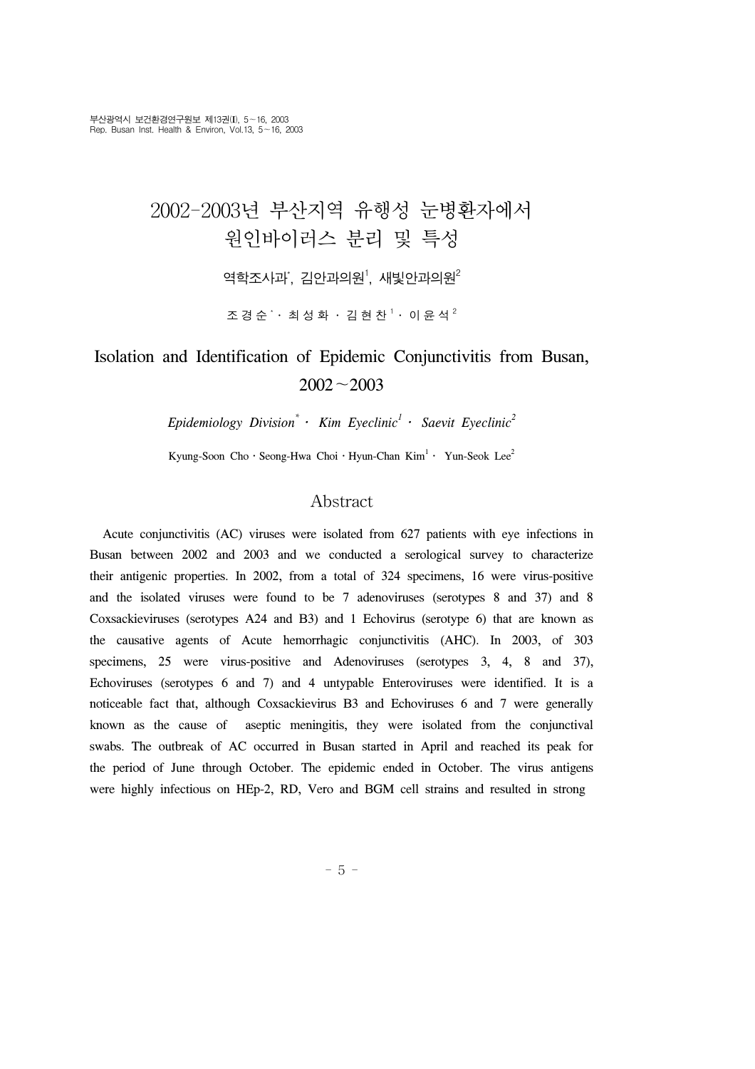# 2002-2003년 부산지역 유행성 눈병환자에서 원인바이러스 분리 및 특성

역학조사과*, 김안과의원[1], 새빛안과의원[2]

조 경 순 * · 최 성 화 · 김 현 찬 [1] · 이 윤 석 [2]

# Isolation and Identification of Epidemic Conjunctivitis from Busan, 2002～2003

*Epidemiology Division** · *Kim Eyeclinic*[1] · *Saevit Eyeclinic*[2]

Kyung-Soon Cho · Seong-Hwa Choi · Hyun-Chan Kim[1] · Yun-Seok Lee[2]

## Abstract

Acute conjunctivitis (AC) viruses were isolated from 627 patients with eye infections in Busan between 2002 and 2003 and we conducted a serological survey to characterize their antigenic properties. In 2002, from a total of 324 specimens, 16 were virus-positive and the isolated viruses were found to be 7 adenoviruses (serotypes 8 and 37) and 8 Coxsackieviruses (serotypes A24 and B3) and 1 Echovirus (serotype 6) that are known as the causative agents of Acute hemorrhagic conjunctivitis (AHC). In 2003, of 303 specimens, 25 were virus-positive and Adenoviruses (serotypes 3, 4, 8 and 37), Echoviruses (serotypes 6 and 7) and 4 untypable Enteroviruses were identified. It is a noticeable fact that, although Coxsackievirus B3 and Echoviruses 6 and 7 were generally known as the cause of aseptic meningitis, they were isolated from the conjunctival swabs. The outbreak of AC occurred in Busan started in April and reached its peak for the period of June through October. The epidemic ended in October. The virus antigens were highly infectious on HEp-2, RD, Vero and BGM cell strains and resulted in strong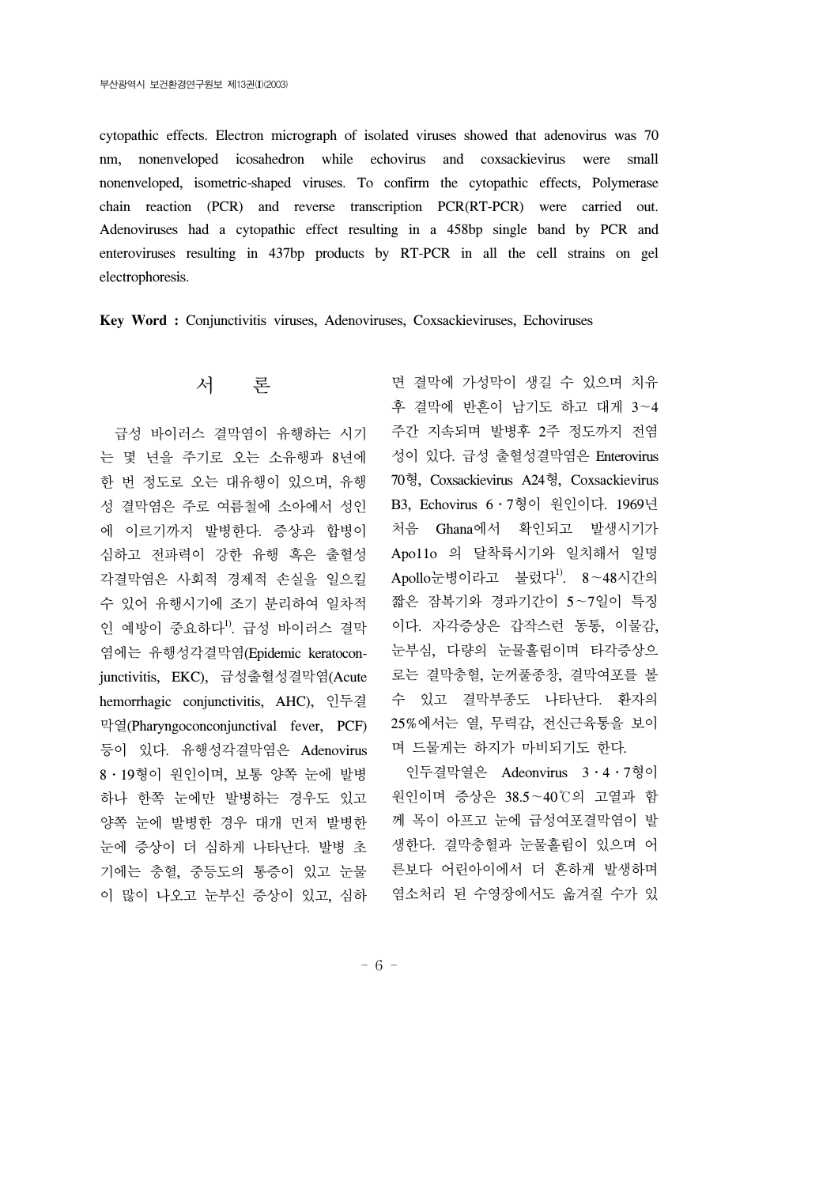cytopathic effects. Electron micrograph of isolated viruses showed that adenovirus was 70 nm, nonenveloped icosahedron while echovirus and coxsackievirus were small nonenveloped, isometric-shaped viruses. To confirm the cytopathic effects, Polymerase chain reaction (PCR) and reverse transcription PCR(RT-PCR) were carried out. Adenoviruses had a cytopathic effect resulting in a 458bp single band by PCR and enteroviruses resulting in 437bp products by RT-PCR in all the cell strains on gel electrophoresis.

**Key Word :** Conjunctivitis viruses, Adenoviruses, Coxsackieviruses, Echoviruses

## 서 론

급성 바이러스 결막염이 유행하는 시기는 몇 년을 주기로 오는 소유행과 8년에 한 번 정도로 오는 대유행이 있으며, 유행성 결막염은 주로 여름철에 소아에서 성인에 이르기까지 발병한다. 증상과 합병이 심하고 전파력이 강한 유행 혹은 출혈성 각결막염은 사회적 경제적 손실을 일으킬 수 있어 유행시기에 조기 분리하여 일차적인 예방이 중요하다[1]. 급성 바이러스 결막염에는 유행성각결막염(Epidemic keratoconjunctivitis, EKC), 급성출혈성결막염(Acute hemorrhagic conjunctivitis, AHC), 인두결막열(Pharyngoconconjunctival fever, PCF) 등이 있다. 유행성각결막염은 Adenovirus 8・19형이 원인이며, 보통 양쪽 눈에 발병하나 한쪽 눈에만 발병하는 경우도 있고 양쪽 눈에 발병한 경우 대개 먼저 발병한 눈에 증상이 더 심하게 나타난다. 발병 초기에는 충혈, 중등도의 통증이 있고 눈물이 많이 나오고 눈부신 증상이 있고, 심하면 결막에 가성막이 생길 수 있으며 치유 후 결막에 반흔이 남기도 하고 대게 3~4주간 지속되며 발병후 2주 정도까지 전염성이 있다. 급성 출혈성결막염은 Enterovirus 70형, Coxsackievirus A24형, Coxsackievirus B3, Echovirus 6・7형이 원인이다. 1969년 처음 Ghana에서 확인되고 발생시기가 Apo11o 의 달착륙시기와 일치해서 일명 Apollo눈병이라고 불렀다[1]. 8~48시간의 짧은 잠복기와 경과기간이 5~7일이 특징이다. 자각증상은 갑작스런 동통, 이물감, 눈부심, 다량의 눈물흘림이며 타각증상으로는 결막충혈, 눈꺼풀종창, 결막여포를 볼 수 있고 결막부종도 나타난다. 환자의 25%에서는 열, 무력감, 전신근육통을 보이며 드물게는 하지가 마비되기도 한다.

인두결막열은 Adeonvirus 3・4・7형이 원인이며 증상은 38.5~40℃의 고열과 함께 목이 아프고 눈에 급성여포결막염이 발생한다. 결막충혈과 눈물흘림이 있으며 어른보다 어린아이에서 더 흔하게 발생하며 염소처리 된 수영장에서도 옮겨질 수가 있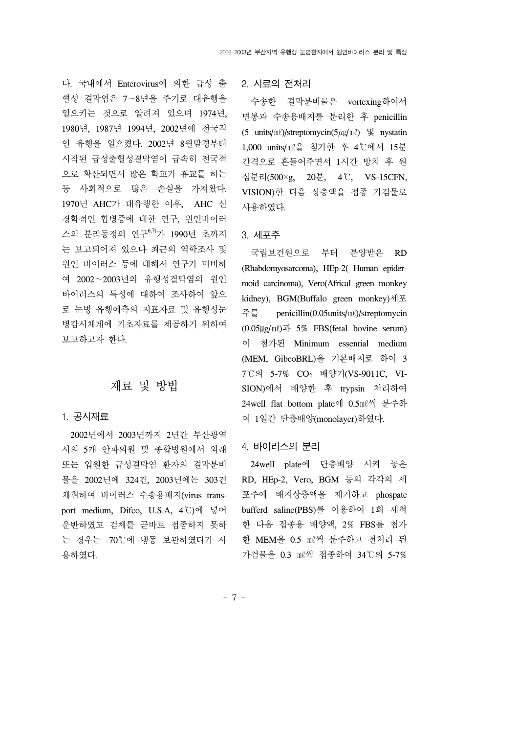다. 국내에서 Enterovirus에 의한 급성 출혈성 결막염은 7~8년을 주기로 대유행을 일으키는 것으로 알려져 있으며 1974년, 1980년, 1987년 1994년, 2002년에 전국적인 유행을 일으켰다. 2002년 8월말경부터 시작된 급성출혈성결막염이 급속히 전국적으로 확산되면서 많은 학교가 휴교를 하는 등 사회적으로 많은 손실을 가져왔다. 1970년 AHC가 대유행한 이후, AHC 신경학적인 합병증에 대한 연구, 원인바이러스의 분리동정의 연구[6,7]가 1990년 초까지는 보고되어져 있으나 최근의 역학조사 및 원인 바이러스 등에 대해서 연구가 미비하여 2002~2003년의 유행성결막염의 원인 바이러스의 특성에 대하여 조사하여 앞으로 눈병 유행예측의 지표자료 및 유행성눈병감시체계에 기초자료를 제공하기 위하여 보고하고자 한다.

## 재료 및 방법

### 1. 공시재료

2002년에서 2003년까지 2년간 부산광역시의 5개 안과의원 및 종합병원에서 외래 또는 입원한 급성결막염 환자의 결막분비물을 2002년에 324건, 2003년에는 303건 채취하여 바이러스 수송용배지(virus transport medium, Difco, U.S.A, 4℃)에 넣어 운반하였고 검체를 곧바로 접종하지 못하는 경우는 -70℃에 냉동 보관하였다가 사용하였다.

### 2. 시료의 전처리

수송한 결막분비물은 vortexing하여서 면봉과 수송용배지를 분리한 후 penicillin (5 units/㎖)/streptomycin(5㎍/㎖) 및 nystatin 1,000 units/㎖을 첨가한 후 4℃에서 15분 간격으로 흔들어주면서 1시간 방치 후 원심분리(500×g, 20분, 4℃, VS-15CFN, VISION)한 다음 상층액을 접종 가검물로 사용하였다.

### 3. 세포주

국립보건원으로 부터 분양받은 RD (Rhabdomyosarcoma), HEp-2( Human epidermoid carcinoma), Vero(Africal green monkey kidney), BGM(Buffalo green monkey)세포주를 penicillin(0.05units/㎖)/streptomycin (0.05㎍/㎖)과 5% FBS(fetal bovine serum)이 첨가된 Minimum essential medium (MEM, GibcoBRL)을 기본배지로 하여 37℃의 5-7% $CO_2$ 배양기(VS-9011C, VISION)에서 배양한 후 trypsin 처리하여 24well flat bottom plate에 0.5㎖씩 분주하여 1일간 단층배양(monolayer)하였다.

### 4. 바이러스의 분리

24well plate에 단층배양 시켜 놓은 RD, HEp-2, Vero, BGM 등의 각각의 세포주에 배지상층액을 제거하고 phospate bufferd saline(PBS)를 이용하여 1회 세척한 다음 접종용 배양액, 2% FBS를 첨가한 MEM을 0.5 ㎖씩 분주하고 전처리 된 가검물을 0.3 ㎖씩 접종하여 34℃의 5-7%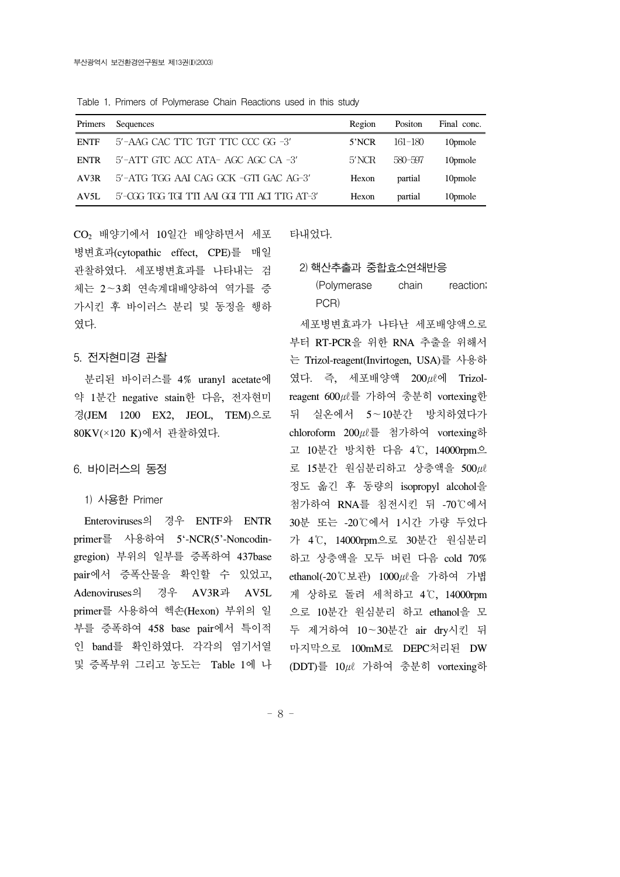Table 1. Primers of Polymerase Chain Reactions used in this study

| Primers | Sequences | Region | Positon | Final conc. |
|---|---|---|---|---|
| ENTF | 5′-AAG CAC TTC TGT TTC CCC GG -3′ | 5’NCR | 161-180 | 10pmole |
| ENTR | 5′-ATT GTC ACC ATA- AGC AGC CA -3′ | 5′NCR | 580-597 | 10pmole |
| AV3R | 5′-ATG TGG AAI CAG GCK -GTI GAC AG-3′ | Hexon | partial | 10pmole |
| AV5L | 5′-CGG TGG TGI TTI AAI GGI TTI ACI TTG AT-3′ | Hexon | partial | 10pmole |

$CO_2$ 배양기에서 10일간 배양하면서 세포병변효과(cytopathic effect, CPE)를 매일 관찰하였다. 세포병변효과를 나타내는 검체는 2~3회 연속계대배양하여 역가를 증가시킨 후 바이러스 분리 및 동정을 행하였다.

## 5. 전자현미경 관찰

분리된 바이러스를 4% uranyl acetate에 약 1분간 negative stain한 다음, 전자현미경(JEM 1200 EX2, JEOL, TEM)으로 80KV(×120 K)에서 관찰하였다.

## 6. 바이러스의 동정

### 1) 사용한 Primer

Enteroviruses의 경우 ENTF와 ENTR primer를 사용하여 5‘-NCR(5’-Noncodingregion) 부위의 일부를 증폭하여 437base pair에서 증폭산물을 확인할 수 있었고, Adenoviruses의 경우 AV3R과 AV5L primer를 사용하여 헥손(Hexon) 부위의 일부를 증폭하여 458 base pair에서 특이적인 band를 확인하였다. 각각의 염기서열 및 증폭부위 그리고 농도는 Table 1에 나타내었다.

### 2) 핵산추출과 중합효소연쇄반응 (Polymerase chain reaction; PCR)

세포병변효과가 나타난 세포배양액으로부터 RT-PCR을 위한 RNA 추출을 위해서는 Trizol-reagent(Invirtogen, USA)를 사용하였다. 즉, 세포배양액 200$\mu\ell$에 Trizol-reagent 600$\mu\ell$를 가하여 충분히 vortexing한 뒤 실온에서 5~10분간 방치하였다가 chloroform 200$\mu\ell$를 첨가하여 vortexing하고 10분간 방치한 다음 4℃, 14000rpm으로 15분간 원심분리하고 상층액을 500$\mu\ell$ 정도 옮긴 후 동량의 isopropyl alcohol을 첨가하여 RNA를 침전시킨 뒤 -70℃에서 30분 또는 -20℃에서 1시간 가량 두었다가 4℃, 14000rpm으로 30분간 원심분리하고 상층액을 모두 버린 다음 cold 70% ethanol(-20℃보관) 1000$\mu\ell$을 가하여 가볍게 상하로 돌려 세척하고 4℃, 14000rpm으로 10분간 원심분리 하고 ethanol을 모두 제거하여 10~30분간 air dry시킨 뒤 마지막으로 100mM로 DEPC처리된 DW (DDT)를 10$\mu\ell$ 가하여 충분히 vortexing하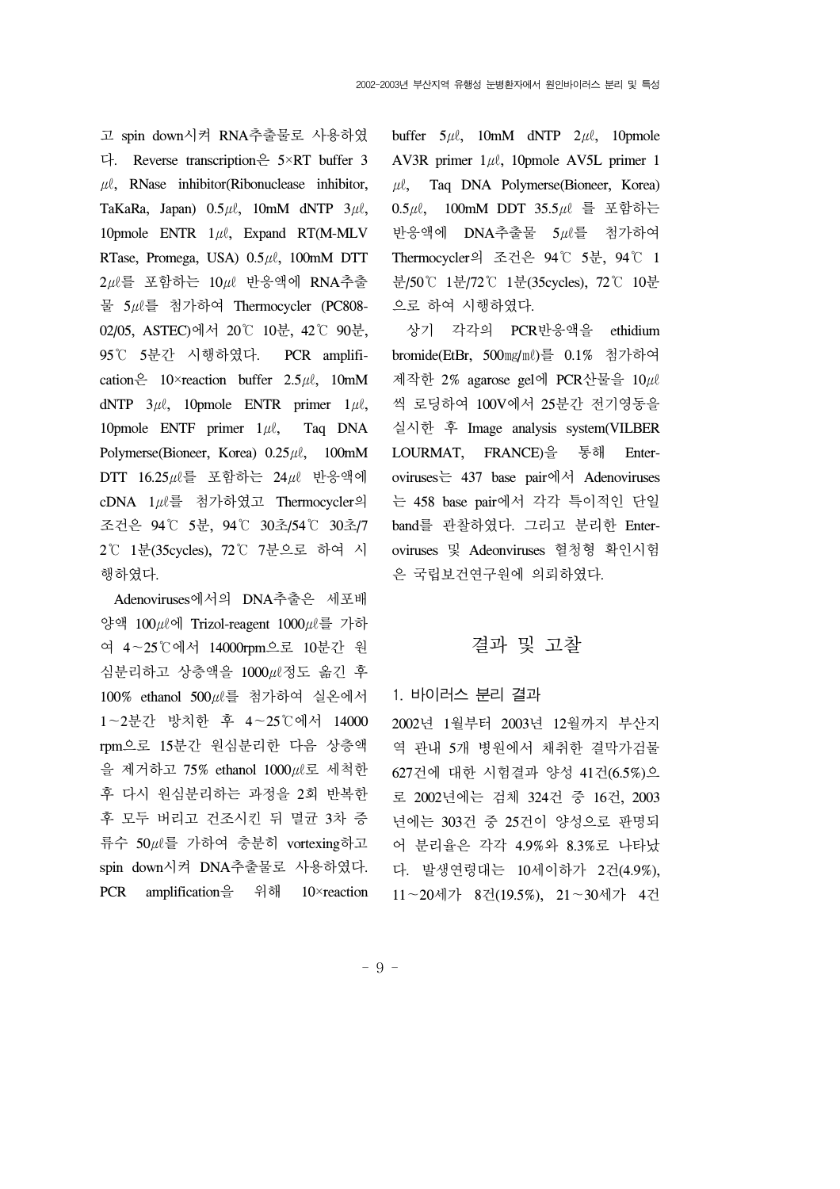고 spin down시켜 RNA추출물로 사용하였다. Reverse transcription은 5×RT buffer 3 ㎕, RNase inhibitor(Ribonuclease inhibitor, TaKaRa, Japan) 0.5㎕, 10mM dNTP 3㎕, 10pmole ENTR 1㎕, Expand RT(M-MLV RTase, Promega, USA) 0.5㎕, 100mM DTT 2㎕를 포함하는 10㎕ 반응액에 RNA추출물 5㎕를 첨가하여 Thermocycler (PC808-02/05, ASTEC)에서 20℃ 10분, 42℃ 90분, 95℃ 5분간 시행하였다. PCR amplification은 10×reaction buffer 2.5㎕, 10mM dNTP 3㎕, 10pmole ENTR primer 1㎕, 10pmole ENTF primer 1㎕, Taq DNA Polymerse(Bioneer, Korea) 0.25㎕, 100mM DTT 16.25㎕를 포함하는 24㎕ 반응액에 cDNA 1㎕를 첨가하였고 Thermocycler의 조건은 94℃ 5분, 94℃ 30초/54℃ 30초/72℃ 1분(35cycles), 72℃ 7분으로 하여 시행하였다.

Adenoviruses에서의 DNA추출은 세포배양액 100㎕에 Trizol-reagent 1000㎕를 가하여 4~25℃에서 14000rpm으로 10분간 원심분리하고 상층액을 1000㎕정도 옮긴 후 100% ethanol 500㎕를 첨가하여 실온에서 1~2분간 방치한 후 4~25℃에서 14000 rpm으로 15분간 원심분리한 다음 상층액을 제거하고 75% ethanol 1000㎕로 세척한 후 다시 원심분리하는 과정을 2회 반복한 후 모두 버리고 건조시킨 뒤 멸균 3차 증류수 50㎕를 가하여 충분히 vortexing하고 spin down시켜 DNA추출물로 사용하였다. PCR amplification을 위해 10×reaction buffer 5㎕, 10mM dNTP 2㎕, 10pmole AV3R primer 1㎕, 10pmole AV5L primer 1㎕, Taq DNA Polymerse(Bioneer, Korea) 0.5㎕, 100mM DDT 35.5㎕ 를 포함하는 반응액에 DNA추출물 5㎕를 첨가하여 Thermocycler의 조건은 94℃ 5분, 94℃ 1분/50℃ 1분/72℃ 1분(35cycles), 72℃ 10분으로 하여 시행하였다.

상기 각각의 PCR반응액을 ethidium bromide(EtBr, 500㎎/㎖)를 0.1% 첨가하여 제작한 2% agarose gel에 PCR산물을 10㎕씩 로딩하여 100V에서 25분간 전기영동을 실시한 후 Image analysis system(VILBER LOURMAT, FRANCE)을 통해 Enteroviruses는 437 base pair에서 Adenoviruses는 458 base pair에서 각각 특이적인 단일 band를 관찰하였다. 그리고 분리한 Enteroviruses 및 Adeonviruses 혈청형 확인시험은 국립보건연구원에 의뢰하였다.

## 결과 및 고찰

### 1. 바이러스 분리 결과

2002년 1월부터 2003년 12월까지 부산지역 관내 5개 병원에서 채취한 결막가검물 627건에 대한 시험결과 양성 41건(6.5%)으로 2002년에는 검체 324건 중 16건, 2003년에는 303건 중 25건이 양성으로 판명되어 분리율은 각각 4.9%와 8.3%로 나타났다. 발생연령대는 10세이하가 2건(4.9%), 11~20세가 8건(19.5%), 21~30세가 4건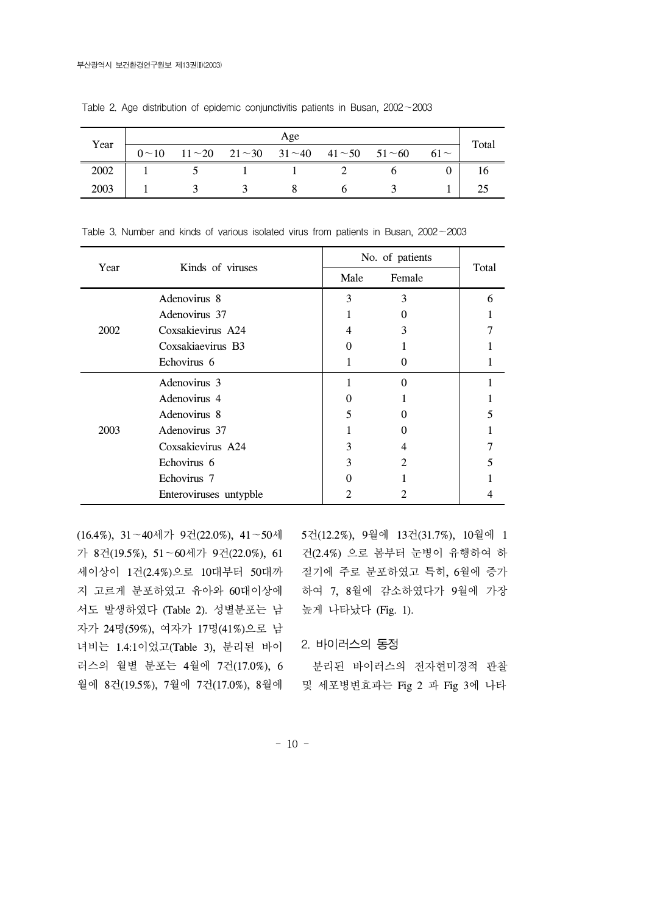Table 2. Age distribution of epidemic conjunctivitis patients in Busan, 2002～2003

| Year | Age | | | | | | | Total |
|---|---|---|---|---|---|---|---|---|
| | 0～10 | 11～20 | 21～30 | 31～40 | 41～50 | 51～60 | 61～ | |
| 2002 | 1 | 5 | 1 | 1 | 2 | 6 | 0 | 16 |
| 2003 | 1 | 3 | 3 | 8 | 6 | 3 | 1 | 25 |

Table 3. Number and kinds of various isolated virus from patients in Busan, 2002～2003

| Year | Kinds of viruses | No. of patients | | Total |
|---|---|---|---|---|
| | | Male | Female | |
| 2002 | Adenovirus 8 | 3 | 3 | 6 |
| | Adenovirus 37 | 1 | 0 | 1 |
| | Coxsakievirus A24 | 4 | 3 | 7 |
| | Coxsakiaevirus B3 | 0 | 1 | 1 |
| | Echovirus 6 | 1 | 0 | 1 |
| 2003 | Adenovirus 3 | 1 | 0 | 1 |
| | Adenovirus 4 | 0 | 1 | 1 |
| | Adenovirus 8 | 5 | 0 | 5 |
| | Adenovirus 37 | 1 | 0 | 1 |
| | Coxsakievirus A24 | 3 | 4 | 7 |
| | Echovirus 6 | 3 | 2 | 5 |
| | Echovirus 7 | 0 | 1 | 1 |
| | Enteroviruses untypble | 2 | 2 | 4 |

(16.4%), 31～40세가 9건(22.0%), 41～50세가 8건(19.5%), 51～60세가 9건(22.0%), 61세이상이 1건(2.4%)으로 10대부터 50대까지 고르게 분포하였고 유아와 60대이상에서도 발생하였다 (Table 2). 성별분포는 남자가 24명(59%), 여자가 17명(41%)으로 남녀비는 1.4:1이었고(Table 3), 분리된 바이러스의 월별 분포는 4월에 7건(17.0%), 6월에 8건(19.5%), 7월에 7건(17.0%), 8월에 5건(12.2%), 9월에 13건(31.7%), 10월에 1건(2.4%) 으로 봄부터 눈병이 유행하여 하절기에 주로 분포하였고 특히, 6월에 증가하여 7, 8월에 감소하였다가 9월에 가장 높게 나타났다 (Fig. 1).

## 2. 바이러스의 동정

분리된 바이러스의 전자현미경적 관찰 및 세포병변효과는 Fig 2 과 Fig 3에 나타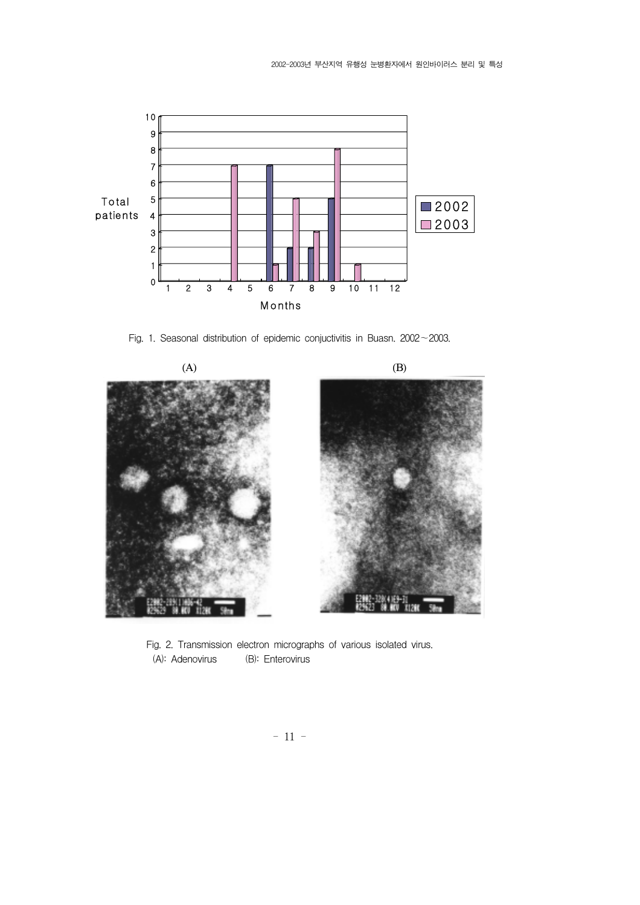Fig. 1. Seasonal distribution of epidemic conjuctivitis in Buasn. 2002～2003.

Fig. 2. Transmission electron micrographs of various isolated virus.
(A): Adenovirus (B): Enterovirus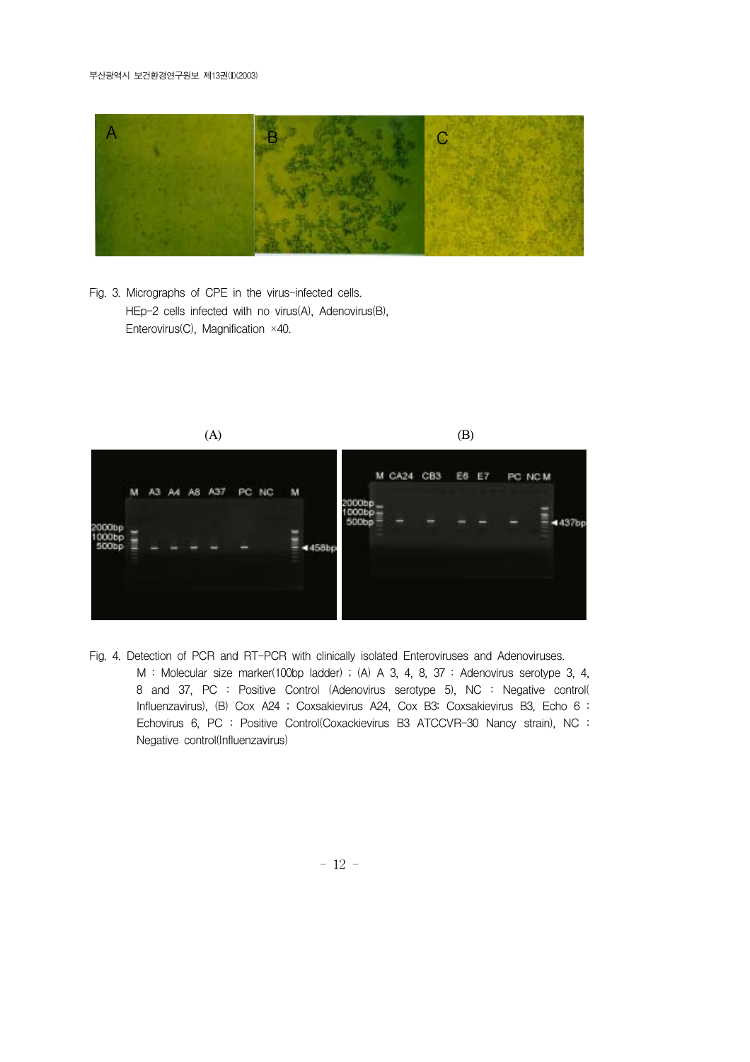Fig. 3. Micrographs of CPE in the virus-infected cells.
HEp-2 cells infected with no virus(A), Adenovirus(B), Enterovirus(C), Magnification ×40.

Fig. 4. Detection of PCR and RT-PCR with clinically isolated Enteroviruses and Adenoviruses.
M : Molecular size marker(100bp ladder) ; (A) A 3, 4, 8, 37 : Adenovirus serotype 3, 4, 8 and 37, PC : Positive Control (Adenovirus serotype 5), NC : Negative control(Influenzavirus), (B) Cox A24 ; Coxsakievirus A24, Cox B3: Coxsakievirus B3, Echo 6 : Echovirus 6, PC : Positive Control(Coxackievirus B3 ATCCVR-30 Nancy strain), NC : Negative control(Influenzavirus)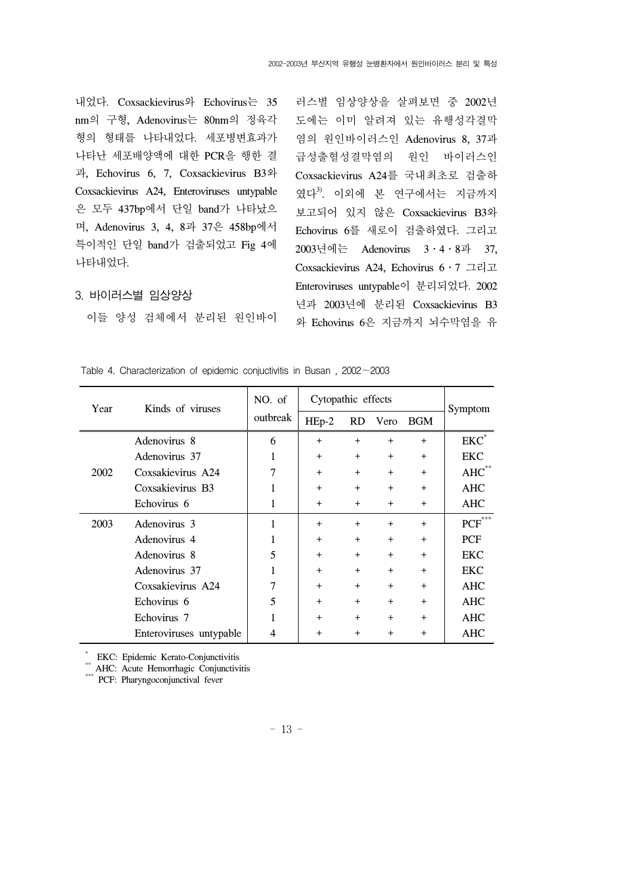내었다. Coxsackievirus와 Echovirus는 35 nm의 구형, Adenovirus는 80nm의 정육각형의 형태를 나타내었다. 세포병변효과가 나타난 세포배양액에 대한 PCR을 행한 결과, Echovirus 6, 7, Coxsackievirus B3와 Coxsackievirus A24, Enteroviruses untypable은 모두 437bp에서 단일 band가 나타났으며, Adenovirus 3, 4, 8과 37은 458bp에서 특이적인 단일 band가 검출되었고 Fig 4에 나타내었다.

### 3. 바이러스별 임상양상

이들 양성 검체에서 분리된 원인바이러스별 임상양상을 살펴보면 중 2002년도에는 이미 알려져 있는 유행성각결막염의 원인바이러스인 Adenovirus 8, 37과 급성출혈성결막염의 원인 바이러스인 Coxsackievirus A24를 국내최초로 검출하였다[3]. 이외에 본 연구에서는 지금까지 보고되어 있지 않은 Coxsackievirus B3와 Echovirus 6를 새로이 검출하였다. 그리고 2003년에는 Adenovirus 3·4·8과 37, Coxsackievirus A24, Echovirus 6·7 그리고 Enteroviruses untypable이 분리되었다. 2002년과 2003년에 분리된 Coxsackievirus B3와 Echovirus 6은 지금까지 뇌수막염을 유

Table 4. Characterization of epidemic conjuctivitis in Busan , 2002~2003

| Year | Kinds of viruses | NO. of outbreak | Cytopathic effects | | | | Symptom |
|---|---|---|---|---|---|---|---|
| | | | HEp-2 | RD | Vero | BGM | |
| 2002 | Adenovirus 8 | 6 | + | + | + | + | EKC* |
| | Adenovirus 37 | 1 | + | + | + | + | EKC |
| | Coxsakievirus A24 | 7 | + | + | + | + | AHC** |
| | Coxsakievirus B3 | 1 | + | + | + | + | AHC |
| | Echovirus 6 | 1 | + | + | + | + | AHC |
| 2003 | Adenovirus 3 | 1 | + | + | + | + | PCF*** |
| | Adenovirus 4 | 1 | + | + | + | + | PCF |
| | Adenovirus 8 | 5 | + | + | + | + | EKC |
| | Adenovirus 37 | 1 | + | + | + | + | EKC |
| | Coxsakievirus A24 | 7 | + | + | + | + | AHC |
| | Echovirus 6 | 5 | + | + | + | + | AHC |
| | Echovirus 7 | 1 | + | + | + | + | AHC |
| | Enteroviruses untypable | 4 | + | + | + | + | AHC |

* EKC: Epidemic Kerato-Conjunctivitis
** AHC: Acute Hemorrhagic Conjunctivitis
*** PCF: Pharyngoconjunctival fever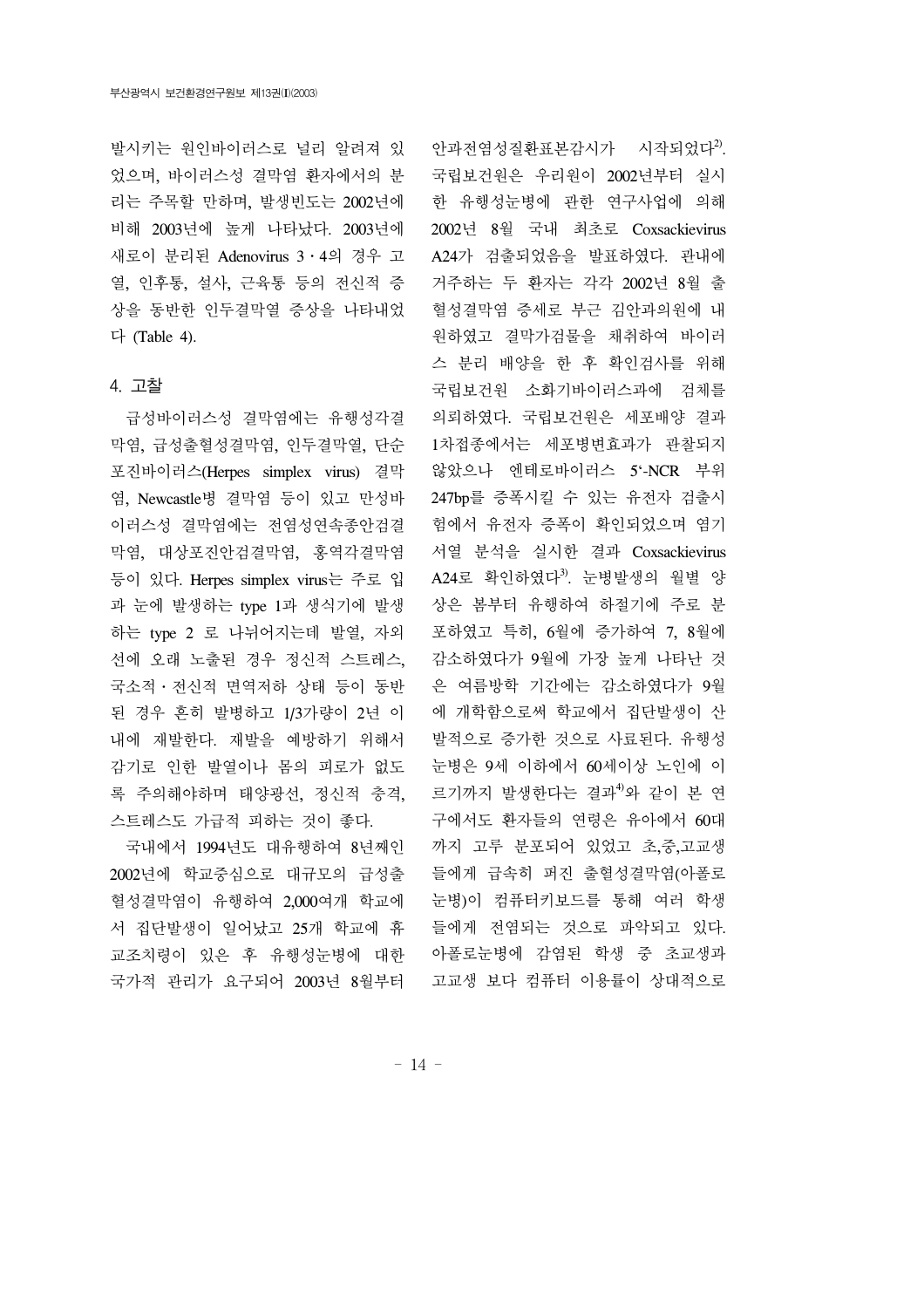발시키는 원인바이러스로 널리 알려져 있었으며, 바이러스성 결막염 환자에서의 분리는 주목할 만하며, 발생빈도는 2002년에 비해 2003년에 높게 나타났다. 2003년에 새로이 분리된 Adenovirus 3·4의 경우 고열, 인후통, 설사, 근육통 등의 전신적 증상을 동반한 인두결막열 증상을 나타내었다 (Table 4).

## 4. 고찰

급성바이러스성 결막염에는 유행성각결막염, 급성출혈성결막염, 인두결막열, 단순포진바이러스(Herpes simplex virus) 결막염, Newcastle병 결막염 등이 있고 만성바이러스성 결막염에는 전염성연속종안검결막염, 대상포진안검결막염, 홍역각결막염 등이 있다. Herpes simplex virus는 주로 입과 눈에 발생하는 type 1과 생식기에 발생하는 type 2 로 나뉘어지는데 발열, 자외선에 오래 노출된 경우 정신적 스트레스, 국소적·전신적 면역저하 상태 등이 동반된 경우 흔히 발병하고 1/3가량이 2년 이내에 재발한다. 재발을 예방하기 위해서 감기로 인한 발열이나 몸의 피로가 없도록 주의해야하며 태양광선, 정신적 충격, 스트레스도 가급적 피하는 것이 좋다.

국내에서 1994년도 대유행하여 8년째인 2002년에 학교중심으로 대규모의 급성출혈성결막염이 유행하여 2,000여개 학교에서 집단발생이 일어났고 25개 학교에 휴교조치령이 있은 후 유행성눈병에 대한 국가적 관리가 요구되어 2003년 8월부터 안과전염성질환표본감시가 시작되었다[2]. 국립보건원은 우리원이 2002년부터 실시한 유행성눈병에 관한 연구사업에 의해 2002년 8월 국내 최초로 Coxsackievirus A24가 검출되었음을 발표하였다. 관내에 거주하는 두 환자는 각각 2002년 8월 출혈성결막염 증세로 부근 김안과의원에 내원하였고 결막가검물을 채취하여 바이러스 분리 배양을 한 후 확인검사를 위해 국립보건원 소화기바이러스과에 검체를 의뢰하였다. 국립보건원은 세포배양 결과 1차접종에서는 세포병변효과가 관찰되지 않았으나 엔테로바이러스 5'-NCR 부위 247bp를 증폭시킬 수 있는 유전자 검출시험에서 유전자 증폭이 확인되었으며 염기서열 분석을 실시한 결과 Coxsackievirus A24로 확인하였다[3]. 눈병발생의 월별 양상은 봄부터 유행하여 하절기에 주로 분포하였고 특히, 6월에 증가하여 7, 8월에 감소하였다가 9월에 가장 높게 나타난 것은 여름방학 기간에는 감소하였다가 9월에 개학함으로써 학교에서 집단발생이 산발적으로 증가한 것으로 사료된다. 유행성눈병은 9세 이하에서 60세이상 노인에 이르기까지 발생한다는 결과[4]와 같이 본 연구에서도 환자들의 연령은 유아에서 60대까지 고루 분포되어 있었고 초,중,고교생들에게 급속히 퍼진 출혈성결막염(아폴로눈병)이 컴퓨터키보드를 통해 여러 학생들에게 전염되는 것으로 파악되고 있다. 아폴로눈병에 감염된 학생 중 초교생과 고교생 보다 컴퓨터 이용률이 상대적으로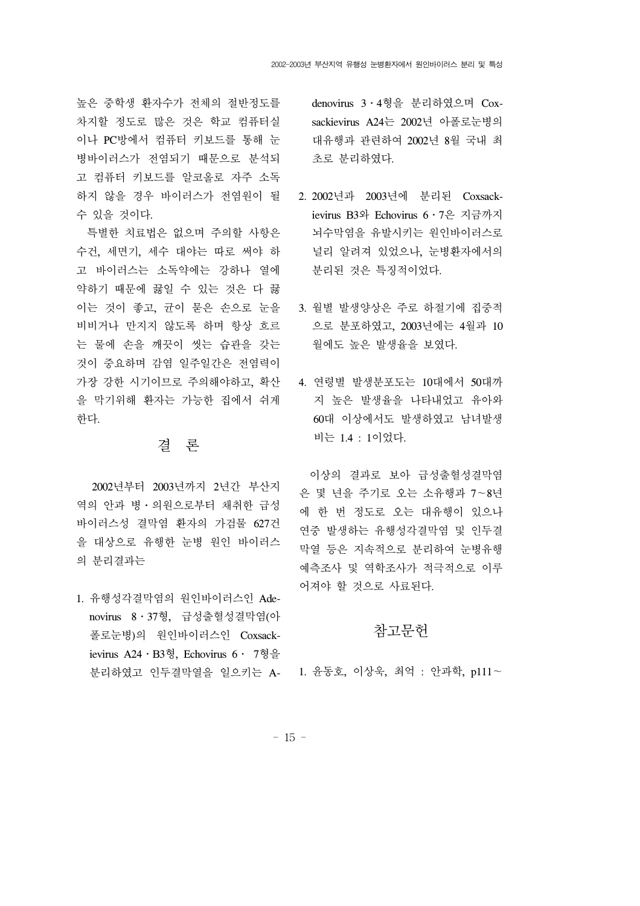높은 중학생 환자수가 전체의 절반정도를 차지할 정도로 많은 것은 학교 컴퓨터실이나 PC방에서 컴퓨터 키보드를 통해 눈병바이러스가 전염되기 때문으로 분석되고 컴퓨터 키보드를 알코올로 자주 소독하지 않을 경우 바이러스가 전염원이 될 수 있을 것이다.

특별한 치료법은 없으며 주의할 사항은 수건, 세면기, 세수 대야는 따로 써야 하고 바이러스는 소독약에는 강하나 열에 약하기 때문에 끓일 수 있는 것은 다 끓이는 것이 좋고, 균이 묻은 손으로 눈을 비비거나 만지지 않도록 하며 항상 흐르는 물에 손을 깨끗이 씻는 습관을 갖는 것이 중요하며 감염 일주일간은 전염력이 가장 강한 시기이므로 주의해야하고, 확산을 막기위해 환자는 가능한 집에서 쉬게 한다.

## 결 론

2002년부터 2003년까지 2년간 부산지역의 안과 병·의원으로부터 채취한 급성 바이러스성 결막염 환자의 가검물 627건을 대상으로 유행한 눈병 원인 바이러스의 분리결과는

1. 유행성각결막염의 원인바이러스인 Adenovirus 8·37형, 급성출혈성결막염(아폴로눈병)의 원인바이러스인 Coxsackievirus A24·B3형, Echovirus 6· 7형을 분리하였고 인두결막열을 일으키는 Adenovirus 3·4형을 분리하였으며 Coxsackievirus A24는 2002년 아폴로눈병의 대유행과 관련하여 2002년 8월 국내 최초로 분리하였다.

2. 2002년과 2003년에 분리된 Coxsackievirus B3와 Echovirus 6·7은 지금까지 뇌수막염을 유발시키는 원인바이러스로 널리 알려져 있었으나, 눈병환자에서의 분리된 것은 특징적이었다.

3. 월별 발생양상은 주로 하절기에 집중적으로 분포하였고, 2003년에는 4월과 10월에도 높은 발생율을 보였다.

4. 연령별 발생분포도는 10대에서 50대까지 높은 발생율을 나타내었고 유아와 60대 이상에서도 발생하였고 남녀발생비는 1.4 : 1이었다.

이상의 결과로 보아 급성출혈성결막염은 몇 년을 주기로 오는 소유행과 7~8년에 한 번 정도로 오는 대유행이 있으나 연중 발생하는 유행성각결막염 및 인두결막열 등은 지속적으로 분리하여 눈병유행 예측조사 및 역학조사가 적극적으로 이루어져야 할 것으로 사료된다.

## 참고문헌

1. 윤동호, 이상욱, 최억 : 안과학, p111~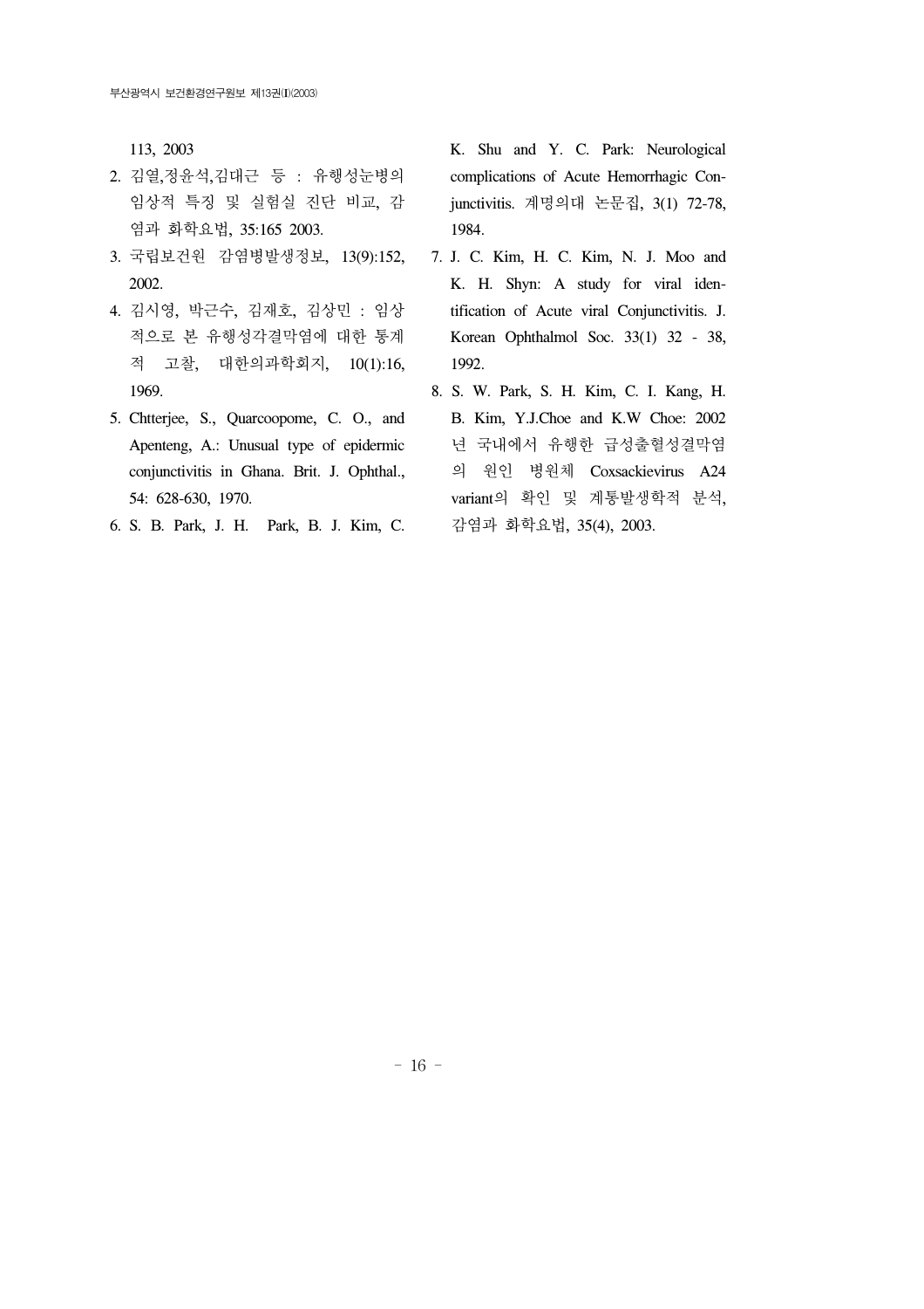113, 2003

2. 김열,정윤석,김대근 등 : 유행성눈병의 임상적 특징 및 실험실 진단 비교, 감염과 화학요법, 35:165 2003.
3. 국립보건원 감염병발생정보, 13(9):152, 2002.
4. 김시영, 박근수, 김재호, 김상민 : 임상적으로 본 유행성각결막염에 대한 통계적 고찰, 대한의과학회지, 10(1):16, 1969.
5. Chtterjee, S., Quarcoopome, C. O., and Apenteng, A.: Unusual type of epidermic conjunctivitis in Ghana. Brit. J. Ophthal., 54: 628-630, 1970.
6. S. B. Park, J. H. Park, B. J. Kim, C. K. Shu and Y. C. Park: Neurological complications of Acute Hemorrhagic Conjunctivitis. 계명의대 논문집, 3(1) 72-78, 1984.
7. J. C. Kim, H. C. Kim, N. J. Moo and K. H. Shyn: A study for viral identification of Acute viral Conjunctivitis. J. Korean Ophthalmol Soc. 33(1) 32 - 38, 1992.
8. S. W. Park, S. H. Kim, C. I. Kang, H. B. Kim, Y.J.Choe and K.W Choe: 2002년 국내에서 유행한 급성출혈성결막염의 원인 병원체 Coxsackievirus A24 variant의 확인 및 계통발생학적 분석, 감염과 화학요법, 35(4), 2003.